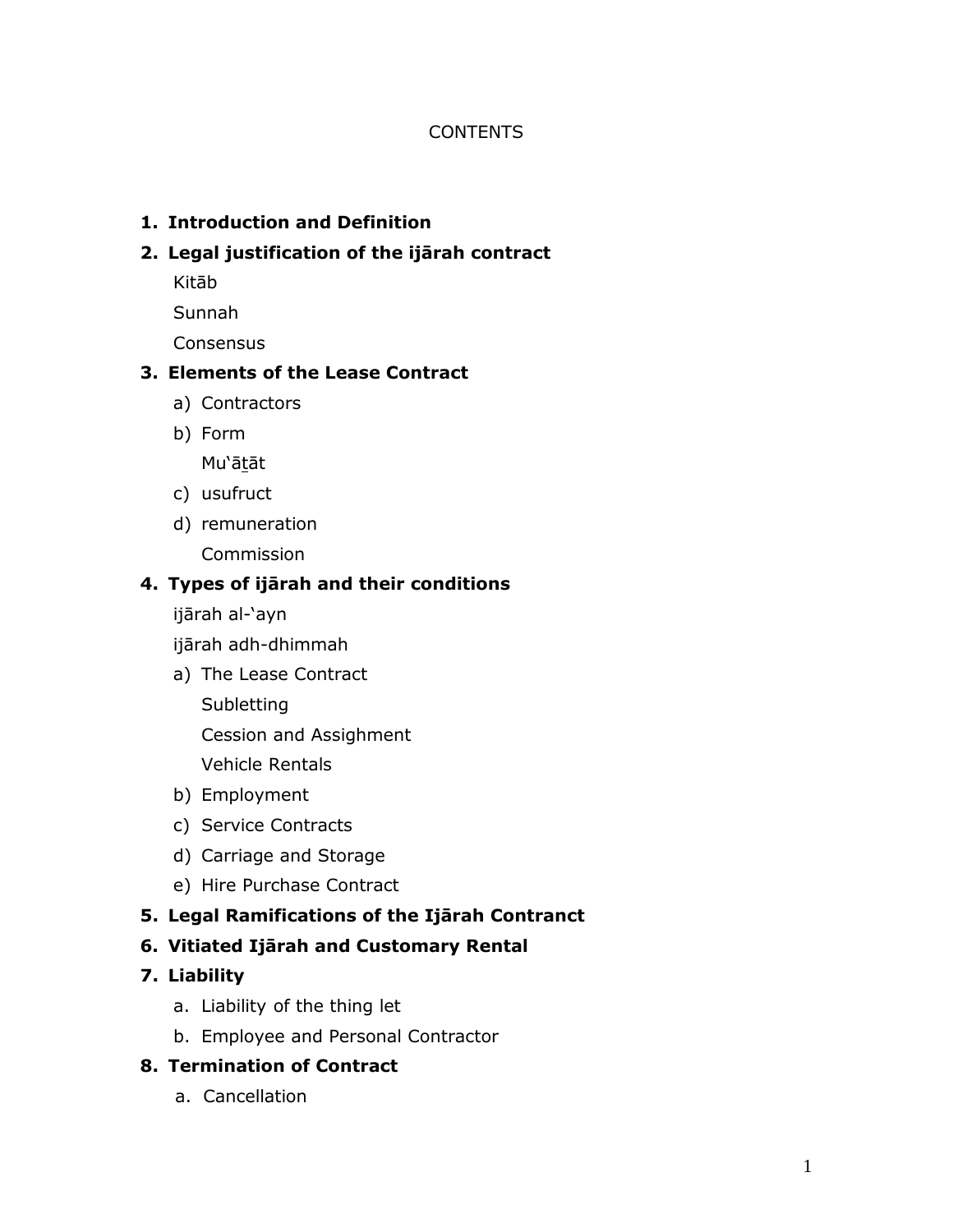# CONTENTS

1. **Introduction and Definition**
2. **Legal justification of the ijārah contract**
   - Kitāb
   - Sunnah
   - Consensus
3. **Elements of the Lease Contract**
   - a) Contractors
   - b) Form
     - Mu'āṯāt
   - c) usufruct
   - d) remuneration
     - Commission
4. **Types of ijārah and their conditions**
   - ijārah al-'ayn
   - ijārah adh-dhimmah
   - a) The Lease Contract
     - Subletting
     - Cession and Assighment
     - Vehicle Rentals
   - b) Employment
   - c) Service Contracts
   - d) Carriage and Storage
   - e) Hire Purchase Contract
5. **Legal Ramifications of the Ijārah Contranct**
6. **Vitiated Ijārah and Customary Rental**
7. **Liability**
   - a. Liability of the thing let
   - b. Employee and Personal Contractor
8. **Termination of Contract**
   - a. Cancellation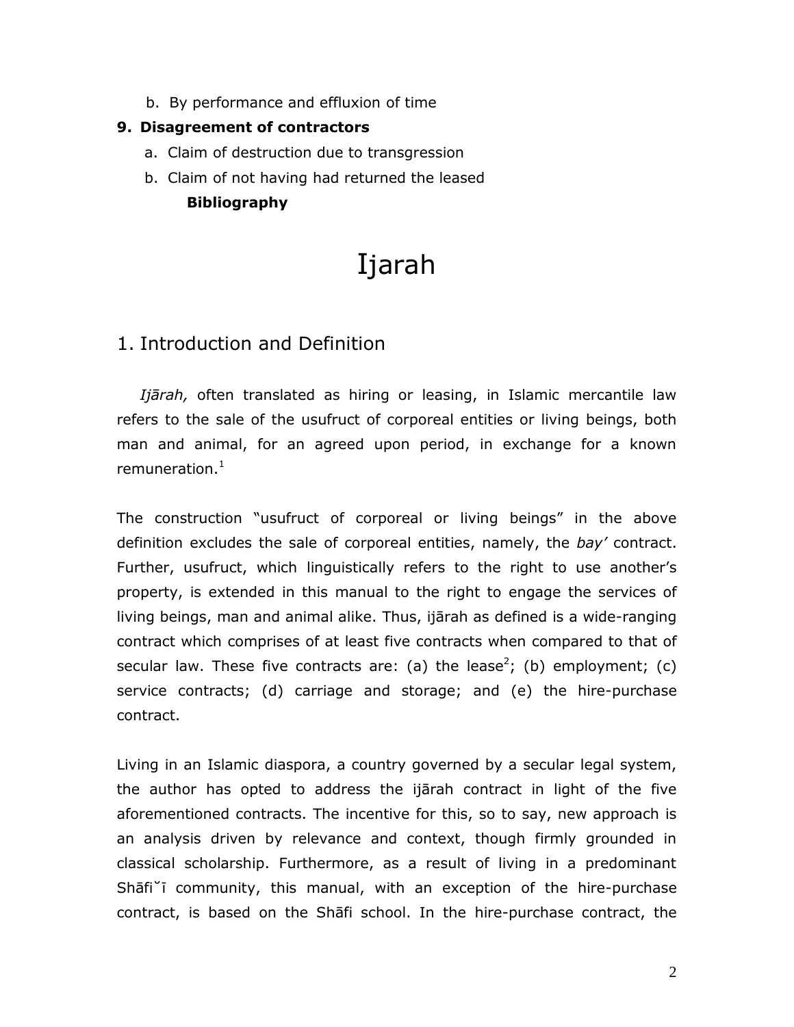b. By performance and effluxion of time

**9. Disagreement of contractors**

a. Claim of destruction due to transgression

b. Claim of not having had returned the leased

**Bibliography**

# Ijarah

## 1. Introduction and Definition

*Ijārah,* often translated as hiring or leasing, in Islamic mercantile law refers to the sale of the usufruct of corporeal entities or living beings, both man and animal, for an agreed upon period, in exchange for a known remuneration.[1]

The construction "usufruct of corporeal or living beings" in the above definition excludes the sale of corporeal entities, namely, the *bay'* contract. Further, usufruct, which linguistically refers to the right to use another's property, is extended in this manual to the right to engage the services of living beings, man and animal alike. Thus, ijārah as defined is a wide-ranging contract which comprises of at least five contracts when compared to that of secular law. These five contracts are: (a) the lease[2]; (b) employment; (c) service contracts; (d) carriage and storage; and (e) the hire-purchase contract.

Living in an Islamic diaspora, a country governed by a secular legal system, the author has opted to address the ijārah contract in light of the five aforementioned contracts. The incentive for this, so to say, new approach is an analysis driven by relevance and context, though firmly grounded in classical scholarship. Furthermore, as a result of living in a predominant Shāfiˇī community, this manual, with an exception of the hire-purchase contract, is based on the Shāfi school. In the hire-purchase contract, the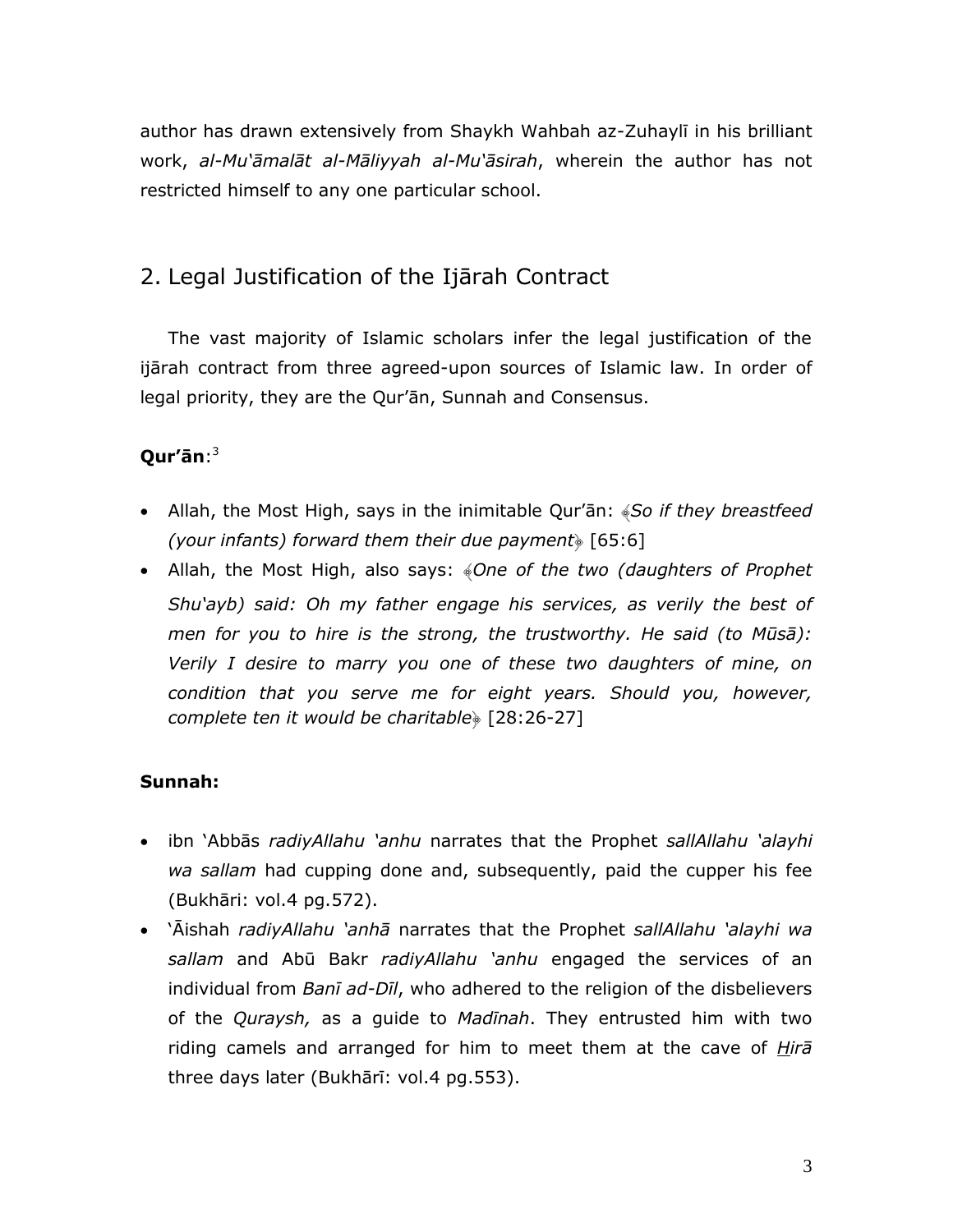author has drawn extensively from Shaykh Wahbah az-Zuhaylī in his brilliant work, *al-Mu'āmalāt al-Māliyyah al-Mu'āsirah*, wherein the author has not restricted himself to any one particular school.

## 2. Legal Justification of the Ijārah Contract

The vast majority of Islamic scholars infer the legal justification of the ijārah contract from three agreed-upon sources of Islamic law. In order of legal priority, they are the Qur'ān, Sunnah and Consensus.

**Qur'ān**:[3]

- Allah, the Most High, says in the inimitable Qur'ān: ﴿*So if they breastfeed (your infants) forward them their due payment*﴾ [65:6]
- Allah, the Most High, also says: ﴿*One of the two (daughters of Prophet Shu'ayb) said: Oh my father engage his services, as verily the best of men for you to hire is the strong, the trustworthy. He said (to Mūsā): Verily I desire to marry you one of these two daughters of mine, on condition that you serve me for eight years. Should you, however, complete ten it would be charitable*﴾ [28:26-27]

**Sunnah:**

- ibn 'Abbās *radiyAllahu 'anhu* narrates that the Prophet *sallAllahu 'alayhi wa sallam* had cupping done and, subsequently, paid the cupper his fee (Bukhāri: vol.4 pg.572).
- 'Āishah *radiyAllahu 'anhā* narrates that the Prophet *sallAllahu 'alayhi wa sallam* and Abū Bakr *radiyAllahu 'anhu* engaged the services of an individual from *Banī ad-Dīl*, who adhered to the religion of the disbelievers of the *Quraysh,* as a guide to *Madīnah*. They entrusted him with two riding camels and arranged for him to meet them at the cave of *Hirā* three days later (Bukhārī: vol.4 pg.553).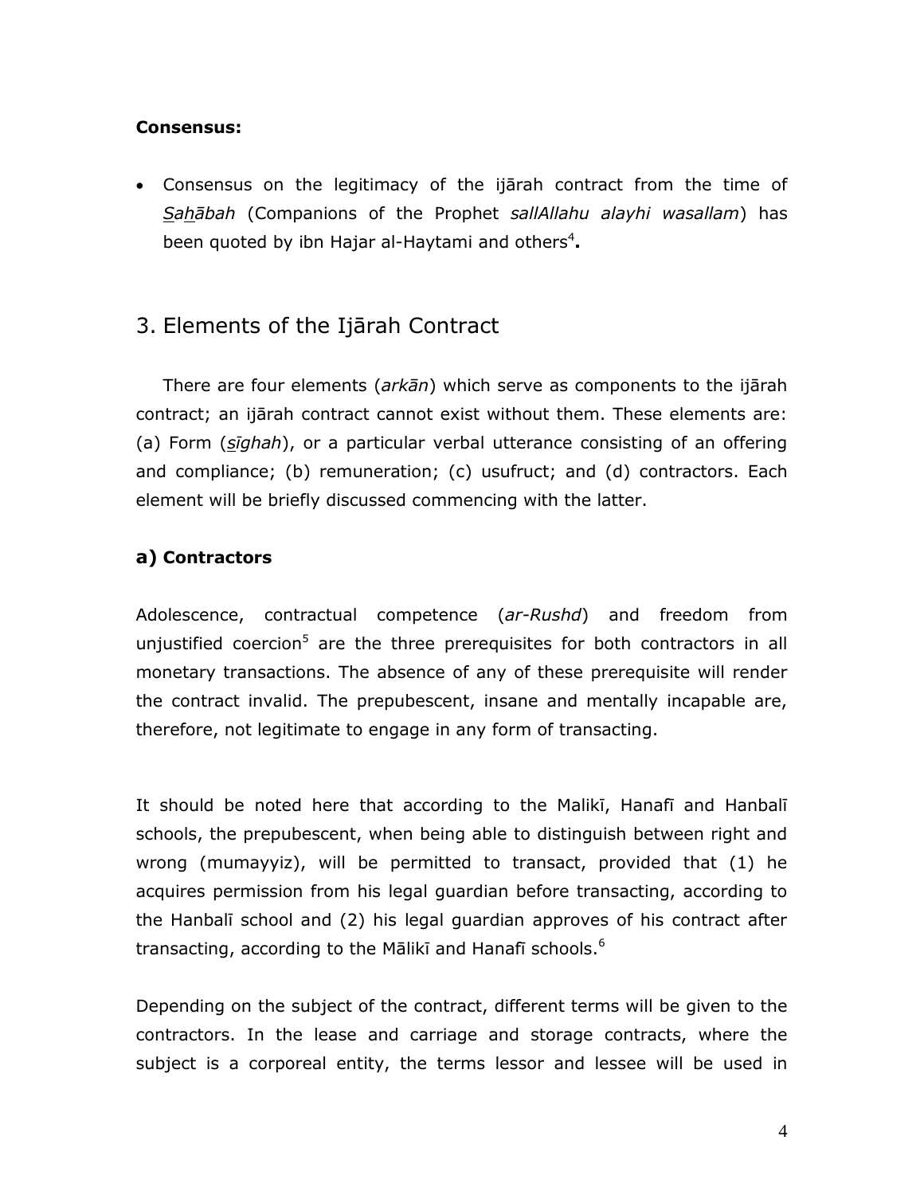**Consensus:**

- Consensus on the legitimacy of the ijārah contract from the time of *Sahābah* (Companions of the Prophet *sallAllahu alayhi wasallam*) has been quoted by ibn Hajar al-Haytami and others[4]**.**

## 3. Elements of the Ijārah Contract

There are four elements (*arkān*) which serve as components to the ijārah contract; an ijārah contract cannot exist without them. These elements are: (a) Form (*sīghah*), or a particular verbal utterance consisting of an offering and compliance; (b) remuneration; (c) usufruct; and (d) contractors. Each element will be briefly discussed commencing with the latter.

### a) Contractors

Adolescence, contractual competence (*ar-Rushd*) and freedom from unjustified coercion[5] are the three prerequisites for both contractors in all monetary transactions. The absence of any of these prerequisite will render the contract invalid. The prepubescent, insane and mentally incapable are, therefore, not legitimate to engage in any form of transacting.

It should be noted here that according to the Malikī, Hanafī and Hanbalī schools, the prepubescent, when being able to distinguish between right and wrong (mumayyiz), will be permitted to transact, provided that (1) he acquires permission from his legal guardian before transacting, according to the Hanbalī school and (2) his legal guardian approves of his contract after transacting, according to the Mālikī and Hanafī schools.[6]

Depending on the subject of the contract, different terms will be given to the contractors. In the lease and carriage and storage contracts, where the subject is a corporeal entity, the terms lessor and lessee will be used in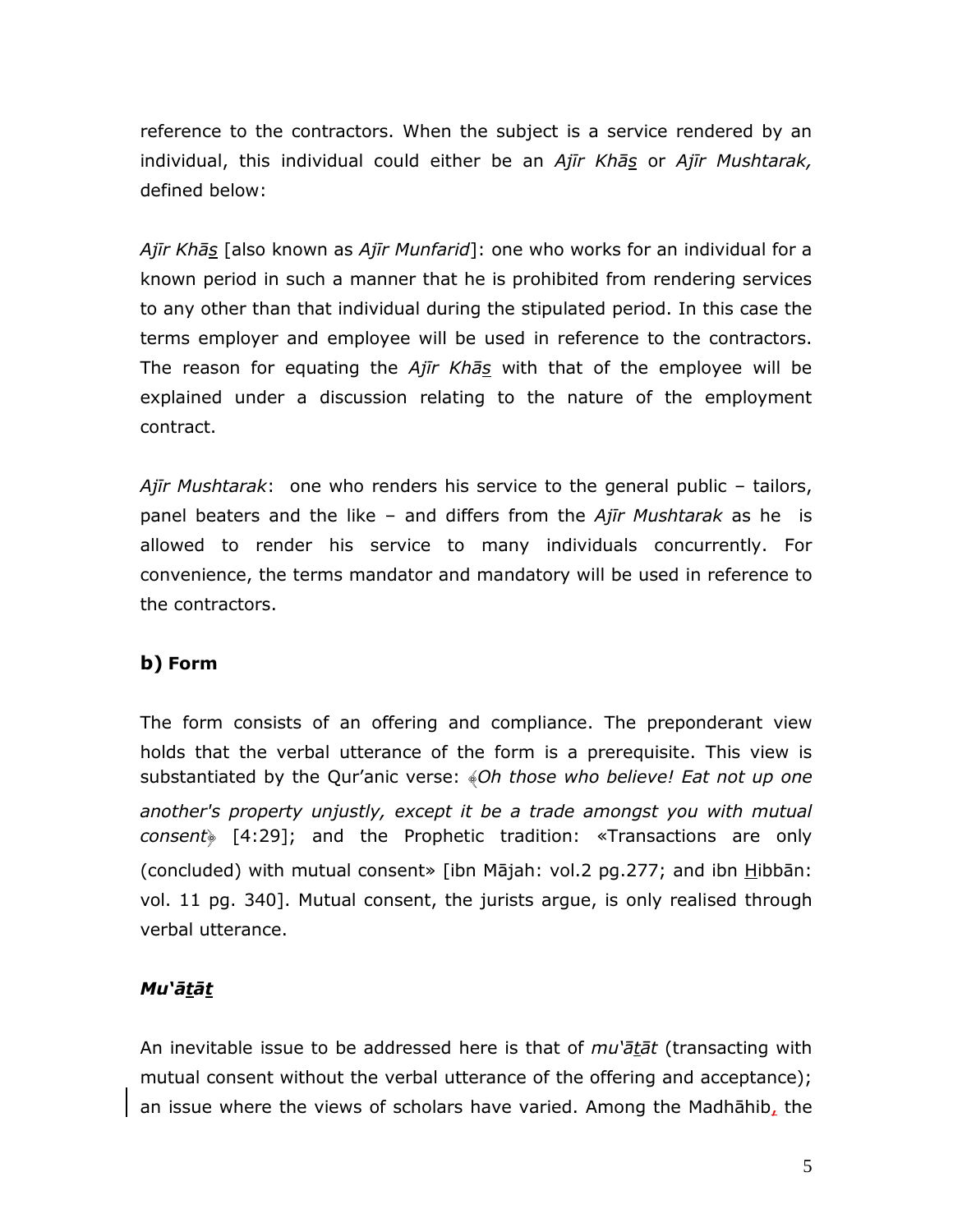reference to the contractors. When the subject is a service rendered by an individual, this individual could either be an *Ajīr Khā<u>s</u>* or *Ajīr Mushtarak,* defined below:

*Ajīr Khā<u>s</u>* [also known as *Ajīr Munfarid*]: one who works for an individual for a known period in such a manner that he is prohibited from rendering services to any other than that individual during the stipulated period. In this case the terms employer and employee will be used in reference to the contractors. The reason for equating the *Ajīr Khā<u>s</u>* with that of the employee will be explained under a discussion relating to the nature of the employment contract.

*Ajīr Mushtarak*: one who renders his service to the general public – tailors, panel beaters and the like – and differs from the *Ajīr Mushtarak* as he is allowed to render his service to many individuals concurrently. For convenience, the terms mandator and mandatory will be used in reference to the contractors.

### b) Form

The form consists of an offering and compliance. The preponderant view holds that the verbal utterance of the form is a prerequisite. This view is substantiated by the Qur'anic verse: ﴿*Oh those who believe! Eat not up one another's property unjustly, except it be a trade amongst you with mutual consent*﴾ [4:29]; and the Prophetic tradition: «Transactions are only (concluded) with mutual consent» [ibn Mājah: vol.2 pg.277; and ibn <u>H</u>ibbān: vol. 11 pg. 340]. Mutual consent, the jurists argue, is only realised through verbal utterance.

### *Mu'ā<u>t</u>āt*

An inevitable issue to be addressed here is that of *mu'ā<u>t</u>āt* (transacting with mutual consent without the verbal utterance of the offering and acceptance); an issue where the views of scholars have varied. Among the Madhāhib, the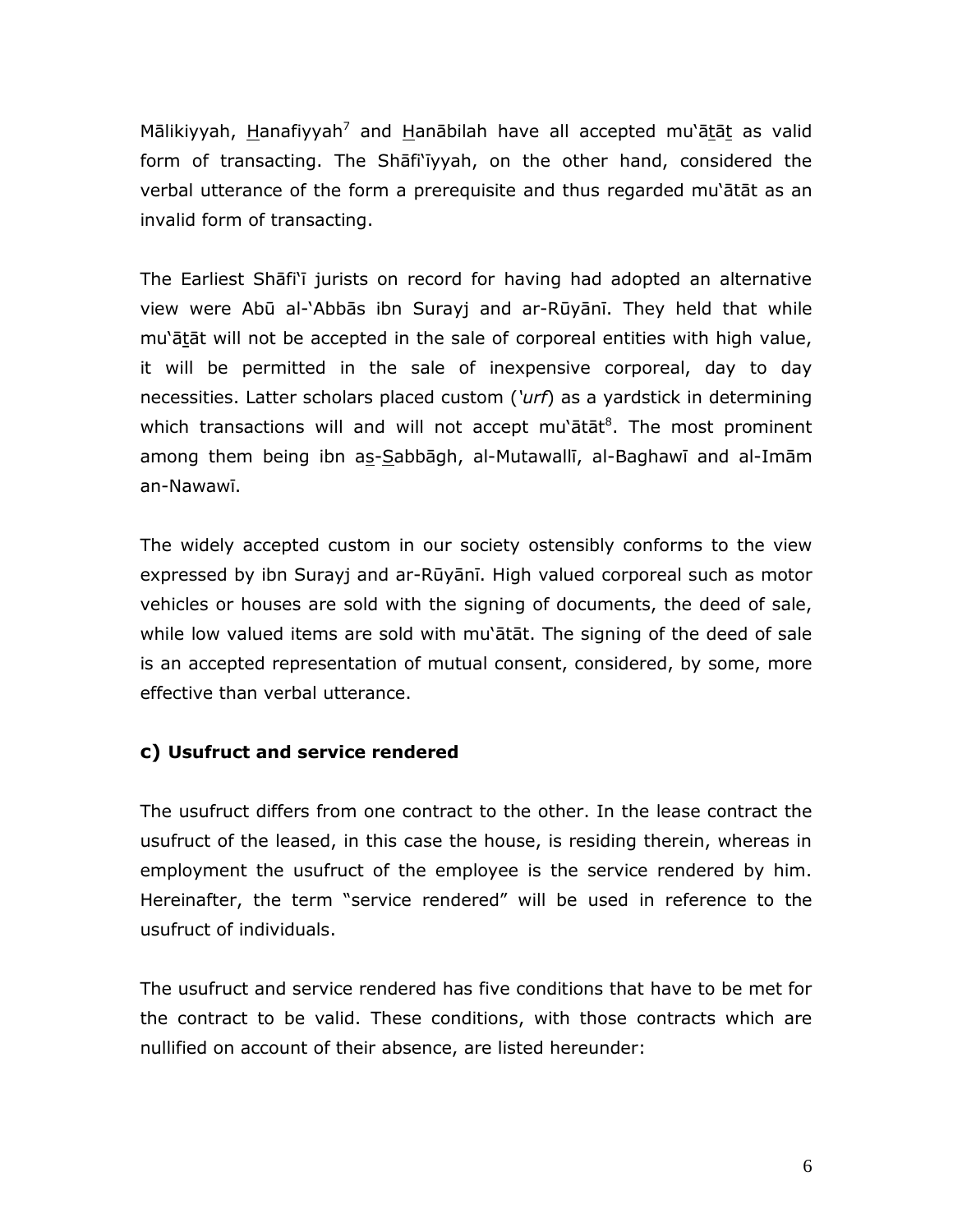Mālikiyyah, Hanafiyyah[7] and Hanābilah have all accepted mu'ātāt as valid form of transacting. The Shāfi'īyyah, on the other hand, considered the verbal utterance of the form a prerequisite and thus regarded mu'ātāt as an invalid form of transacting.

The Earliest Shāfi'ī jurists on record for having had adopted an alternative view were Abū al-'Abbās ibn Surayj and ar-Rūyānī. They held that while mu'ātāt will not be accepted in the sale of corporeal entities with high value, it will be permitted in the sale of inexpensive corporeal, day to day necessities. Latter scholars placed custom (*'urf*) as a yardstick in determining which transactions will and will not accept mu'ātāt[8]. The most prominent among them being ibn as-Sabbāgh, al-Mutawallī, al-Baghawī and al-Imām an-Nawawī.

The widely accepted custom in our society ostensibly conforms to the view expressed by ibn Surayj and ar-Rūyānī. High valued corporeal such as motor vehicles or houses are sold with the signing of documents, the deed of sale, while low valued items are sold with mu'ātāt. The signing of the deed of sale is an accepted representation of mutual consent, considered, by some, more effective than verbal utterance.

### c) Usufruct and service rendered

The usufruct differs from one contract to the other. In the lease contract the usufruct of the leased, in this case the house, is residing therein, whereas in employment the usufruct of the employee is the service rendered by him. Hereinafter, the term "service rendered" will be used in reference to the usufruct of individuals.

The usufruct and service rendered has five conditions that have to be met for the contract to be valid. These conditions, with those contracts which are nullified on account of their absence, are listed hereunder: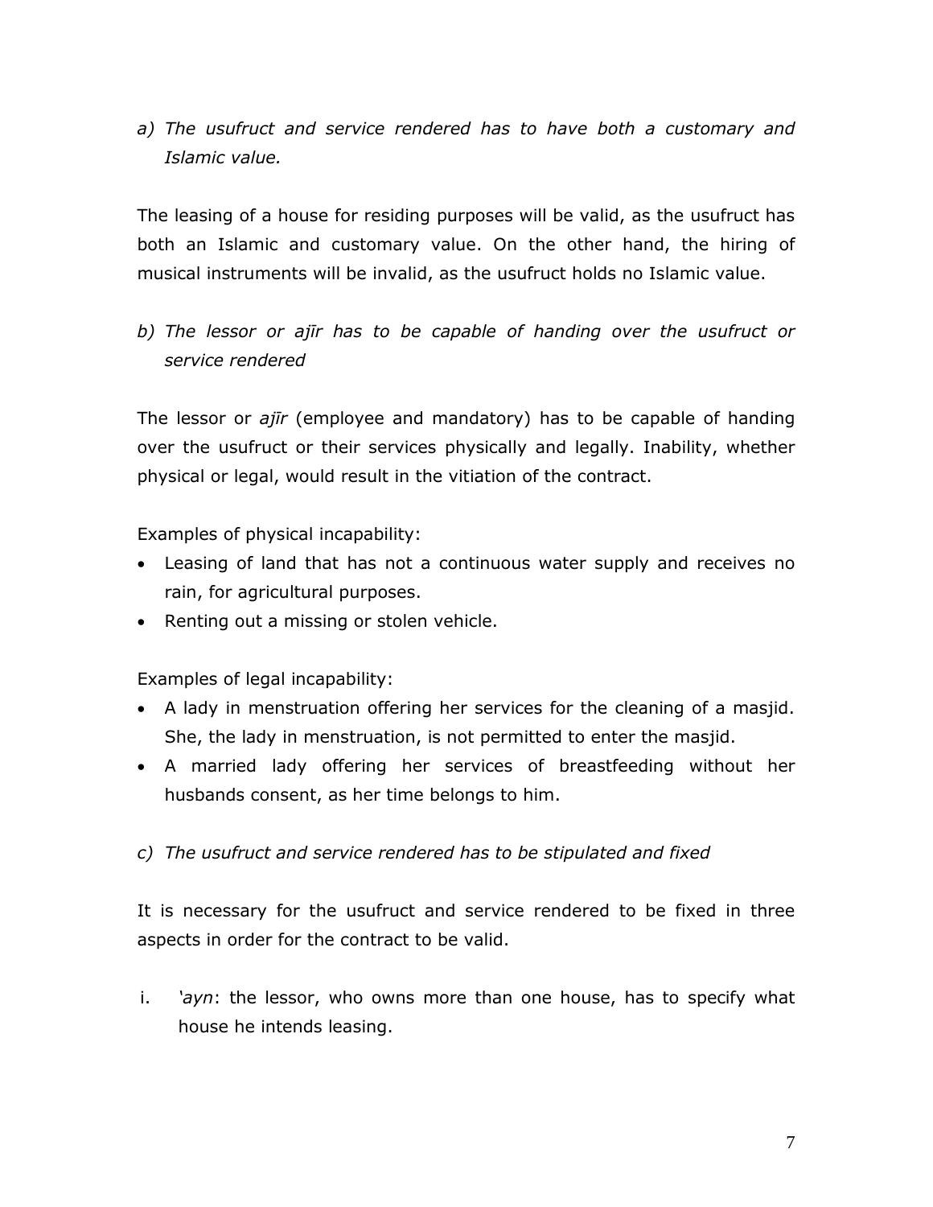*a) The usufruct and service rendered has to have both a customary and Islamic value.*

The leasing of a house for residing purposes will be valid, as the usufruct has both an Islamic and customary value. On the other hand, the hiring of musical instruments will be invalid, as the usufruct holds no Islamic value.

*b) The lessor or ajīr has to be capable of handing over the usufruct or service rendered*

The lessor or *ajīr* (employee and mandatory) has to be capable of handing over the usufruct or their services physically and legally. Inability, whether physical or legal, would result in the vitiation of the contract.

Examples of physical incapability:

- Leasing of land that has not a continuous water supply and receives no rain, for agricultural purposes.
- Renting out a missing or stolen vehicle.

Examples of legal incapability:

- A lady in menstruation offering her services for the cleaning of a masjid. She, the lady in menstruation, is not permitted to enter the masjid.
- A married lady offering her services of breastfeeding without her husbands consent, as her time belongs to him.

*c) The usufruct and service rendered has to be stipulated and fixed*

It is necessary for the usufruct and service rendered to be fixed in three aspects in order for the contract to be valid.

i. *'ayn*: the lessor, who owns more than one house, has to specify what house he intends leasing.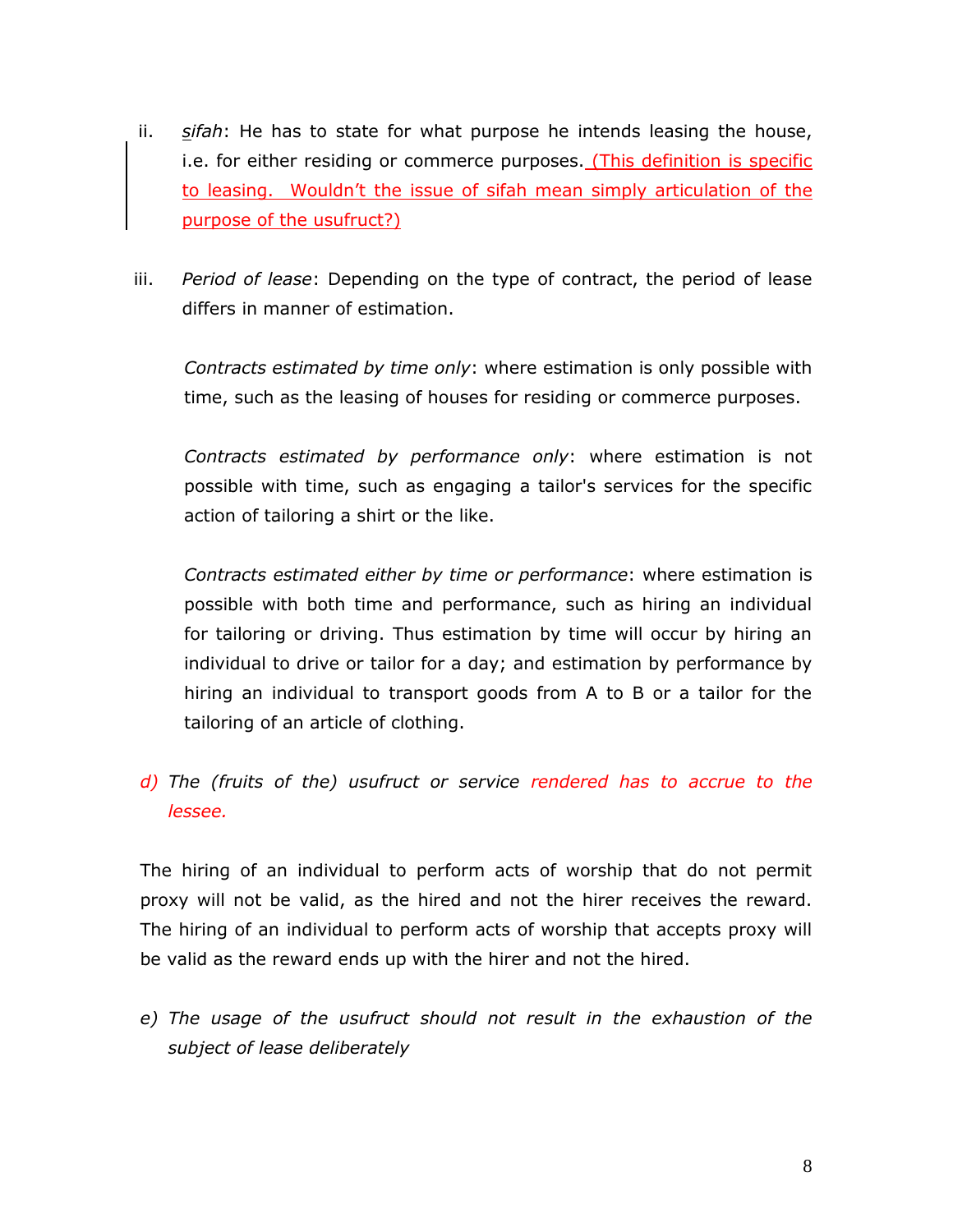ii. *ṣifah*: He has to state for what purpose he intends leasing the house, i.e. for either residing or commerce purposes. <u>(This definition is specific to leasing. Wouldn't the issue of sifah mean simply articulation of the purpose of the usufruct?)</u>

iii. *Period of lease*: Depending on the type of contract, the period of lease differs in manner of estimation.

*Contracts estimated by time only*: where estimation is only possible with time, such as the leasing of houses for residing or commerce purposes.

*Contracts estimated by performance only*: where estimation is not possible with time, such as engaging a tailor's services for the specific action of tailoring a shirt or the like.

*Contracts estimated either by time or performance*: where estimation is possible with both time and performance, such as hiring an individual for tailoring or driving. Thus estimation by time will occur by hiring an individual to drive or tailor for a day; and estimation by performance by hiring an individual to transport goods from A to B or a tailor for the tailoring of an article of clothing.

*d) The (fruits of the) usufruct or service rendered has to accrue to the lessee.*

The hiring of an individual to perform acts of worship that do not permit proxy will not be valid, as the hired and not the hirer receives the reward. The hiring of an individual to perform acts of worship that accepts proxy will be valid as the reward ends up with the hirer and not the hired.

*e) The usage of the usufruct should not result in the exhaustion of the subject of lease deliberately*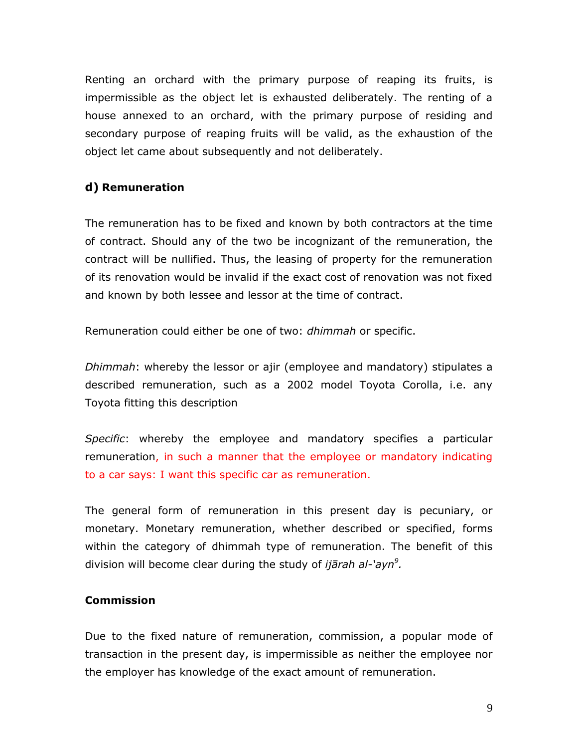Renting an orchard with the primary purpose of reaping its fruits, is impermissible as the object let is exhausted deliberately. The renting of a house annexed to an orchard, with the primary purpose of residing and secondary purpose of reaping fruits will be valid, as the exhaustion of the object let came about subsequently and not deliberately.

### d) Remuneration

The remuneration has to be fixed and known by both contractors at the time of contract. Should any of the two be incognizant of the remuneration, the contract will be nullified. Thus, the leasing of property for the remuneration of its renovation would be invalid if the exact cost of renovation was not fixed and known by both lessee and lessor at the time of contract.

Remuneration could either be one of two: *dhimmah* or specific.

*Dhimmah*: whereby the lessor or ajir (employee and mandatory) stipulates a described remuneration, such as a 2002 model Toyota Corolla, i.e. any Toyota fitting this description

*Specific*: whereby the employee and mandatory specifies a particular remuneration, in such a manner that the employee or mandatory indicating to a car says: I want this specific car as remuneration.

The general form of remuneration in this present day is pecuniary, or monetary. Monetary remuneration, whether described or specified, forms within the category of dhimmah type of remuneration. The benefit of this division will become clear during the study of *ijārah al-'ayn*[9].

### Commission

Due to the fixed nature of remuneration, commission, a popular mode of transaction in the present day, is impermissible as neither the employee nor the employer has knowledge of the exact amount of remuneration.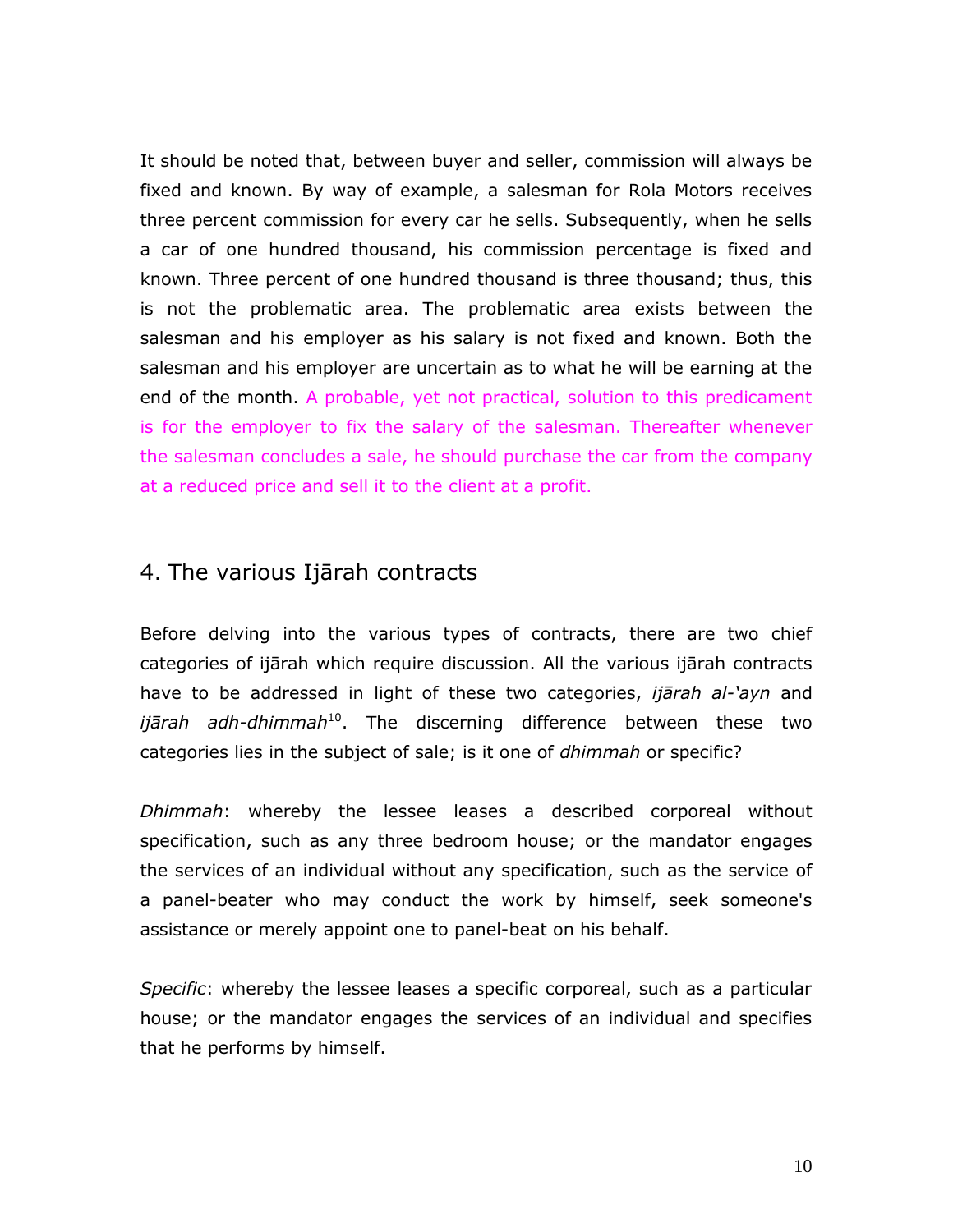It should be noted that, between buyer and seller, commission will always be fixed and known. By way of example, a salesman for Rola Motors receives three percent commission for every car he sells. Subsequently, when he sells a car of one hundred thousand, his commission percentage is fixed and known. Three percent of one hundred thousand is three thousand; thus, this is not the problematic area. The problematic area exists between the salesman and his employer as his salary is not fixed and known. Both the salesman and his employer are uncertain as to what he will be earning at the end of the month. A probable, yet not practical, solution to this predicament is for the employer to fix the salary of the salesman. Thereafter whenever the salesman concludes a sale, he should purchase the car from the company at a reduced price and sell it to the client at a profit.

## 4. The various Ijārah contracts

Before delving into the various types of contracts, there are two chief categories of ijārah which require discussion. All the various ijārah contracts have to be addressed in light of these two categories, *ijārah al-'ayn* and *ijārah adh-dhimmah*[10]. The discerning difference between these two categories lies in the subject of sale; is it one of *dhimmah* or specific?

*Dhimmah*: whereby the lessee leases a described corporeal without specification, such as any three bedroom house; or the mandator engages the services of an individual without any specification, such as the service of a panel-beater who may conduct the work by himself, seek someone's assistance or merely appoint one to panel-beat on his behalf.

*Specific*: whereby the lessee leases a specific corporeal, such as a particular house; or the mandator engages the services of an individual and specifies that he performs by himself.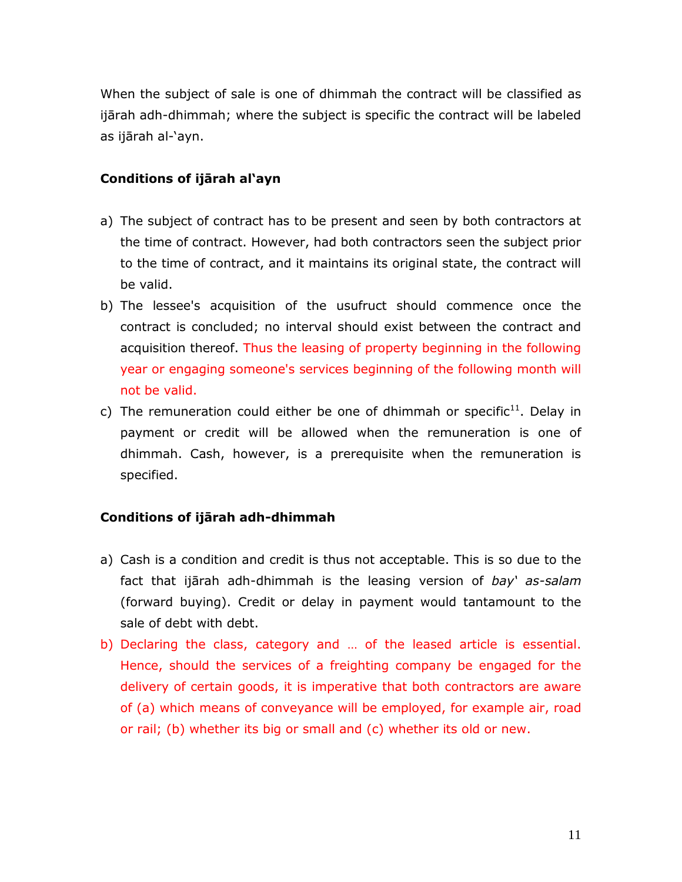When the subject of sale is one of dhimmah the contract will be classified as ijārah adh-dhimmah; where the subject is specific the contract will be labeled as ijārah al-'ayn.

**Conditions of ijārah al'ayn**

a) The subject of contract has to be present and seen by both contractors at the time of contract. However, had both contractors seen the subject prior to the time of contract, and it maintains its original state, the contract will be valid.
b) The lessee's acquisition of the usufruct should commence once the contract is concluded; no interval should exist between the contract and acquisition thereof. Thus the leasing of property beginning in the following year or engaging someone's services beginning of the following month will not be valid.
c) The remuneration could either be one of dhimmah or specific[11]. Delay in payment or credit will be allowed when the remuneration is one of dhimmah. Cash, however, is a prerequisite when the remuneration is specified.

**Conditions of ijārah adh-dhimmah**

a) Cash is a condition and credit is thus not acceptable. This is so due to the fact that ijārah adh-dhimmah is the leasing version of *bay' as-salam* (forward buying). Credit or delay in payment would tantamount to the sale of debt with debt.
b) Declaring the class, category and … of the leased article is essential. Hence, should the services of a freighting company be engaged for the delivery of certain goods, it is imperative that both contractors are aware of (a) which means of conveyance will be employed, for example air, road or rail; (b) whether its big or small and (c) whether its old or new.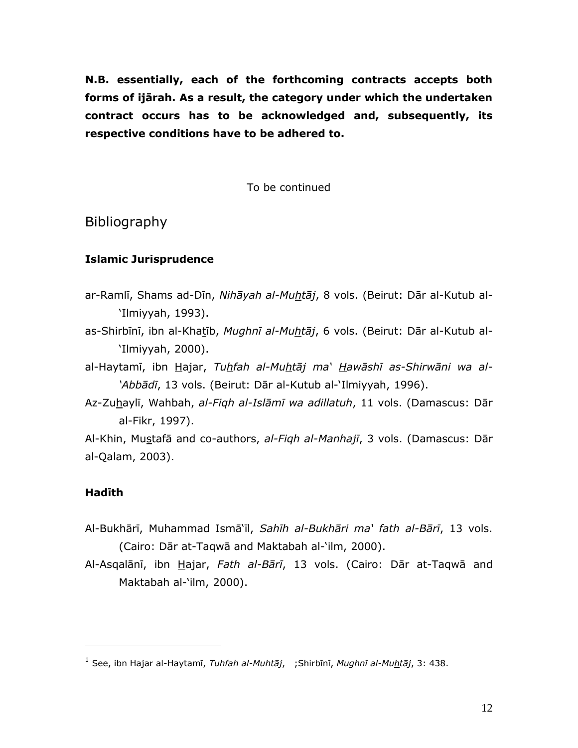**N.B. essentially, each of the forthcoming contracts accepts both forms of ijārah. As a result, the category under which the undertaken contract occurs has to be acknowledged and, subsequently, its respective conditions have to be adhered to.**

To be continued

# Bibliography

### Islamic Jurisprudence

ar-Ramlī, Shams ad-Dīn, *Nihāyah al-Muhtāj*, 8 vols. (Beirut: Dār al-Kutub al-'Ilmiyyah, 1993).

as-Shirbīnī, ibn al-Khatīb, *Mughnī al-Muhtāj*, 6 vols. (Beirut: Dār al-Kutub al-'Ilmiyyah, 2000).

al-Haytamī, ibn Hajar, *Tuhfah al-Muhtāj ma' Hawāshī as-Shirwāni wa al-'Abbādī*, 13 vols. (Beirut: Dār al-Kutub al-'Ilmiyyah, 1996).

Az-Zuhaylī, Wahbah, *al-Fiqh al-Islāmī wa adillatuh*, 11 vols. (Damascus: Dār al-Fikr, 1997).

Al-Khin, Mustafā and co-authors, *al-Fiqh al-Manhajī*, 3 vols. (Damascus: Dār al-Qalam, 2003).

### Hadīth

Al-Bukhārī, Muhammad Ismā'īl, *Sahīh al-Bukhāri ma' fath al-Bārī*, 13 vols. (Cairo: Dār at-Taqwā and Maktabah al-'ilm, 2000).

Al-Asqalānī, ibn Hajar, *Fath al-Bārī*, 13 vols. (Cairo: Dār at-Taqwā and Maktabah al-'ilm, 2000).

---

[1] See, ibn Hajar al-Haytamī, *Tuhfah al-Muhtāj*, ;Shirbīnī, *Mughnī al-Muhtāj*, 3: 438.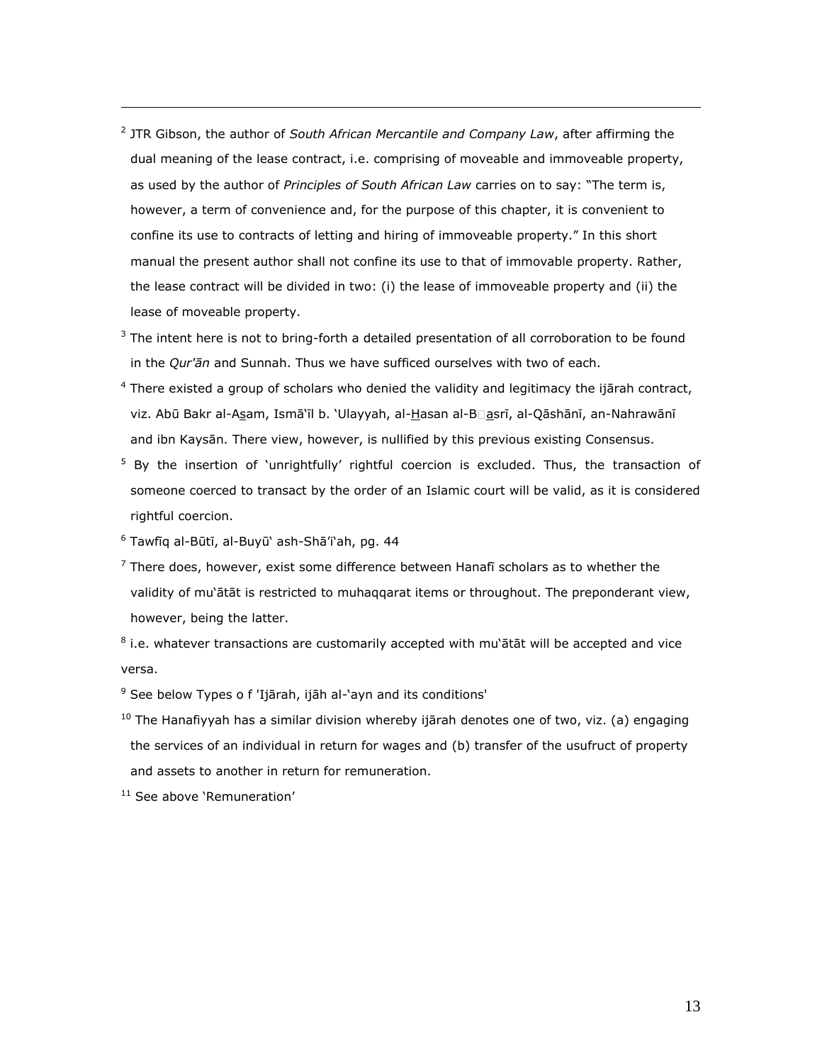[2] JTR Gibson, the author of *South African Mercantile and Company Law*, after affirming the dual meaning of the lease contract, i.e. comprising of moveable and immoveable property, as used by the author of *Principles of South African Law* carries on to say: "The term is, however, a term of convenience and, for the purpose of this chapter, it is convenient to confine its use to contracts of letting and hiring of immoveable property." In this short manual the present author shall not confine its use to that of immovable property. Rather, the lease contract will be divided in two: (i) the lease of immoveable property and (ii) the lease of moveable property.

[3] The intent here is not to bring-forth a detailed presentation of all corroboration to be found in the *Qur'ān* and Sunnah. Thus we have sufficed ourselves with two of each.

[4] There existed a group of scholars who denied the validity and legitimacy the ijārah contract, viz. Abū Bakr al-Asam, Ismā'īl b. 'Ulayyah, al-Hasan al-Basrī, al-Qāshānī, an-Nahrawānī and ibn Kaysān. There view, however, is nullified by this previous existing Consensus.

[5] By the insertion of 'unrightfully' rightful coercion is excluded. Thus, the transaction of someone coerced to transact by the order of an Islamic court will be valid, as it is considered rightful coercion.

[6] Tawfīq al-Būtī, al-Buyū' ash-Shā'i'ah, pg. 44

[7] There does, however, exist some difference between Hanafī scholars as to whether the validity of mu'ātāt is restricted to muhaqqarat items or throughout. The preponderant view, however, being the latter.

[8] i.e. whatever transactions are customarily accepted with mu'ātāt will be accepted and vice versa.

[9] See below Types o f 'Ijārah, ijāh al-'ayn and its conditions'

[10] The Hanafiyyah has a similar division whereby ijārah denotes one of two, viz. (a) engaging the services of an individual in return for wages and (b) transfer of the usufruct of property and assets to another in return for remuneration.

[11] See above 'Remuneration'